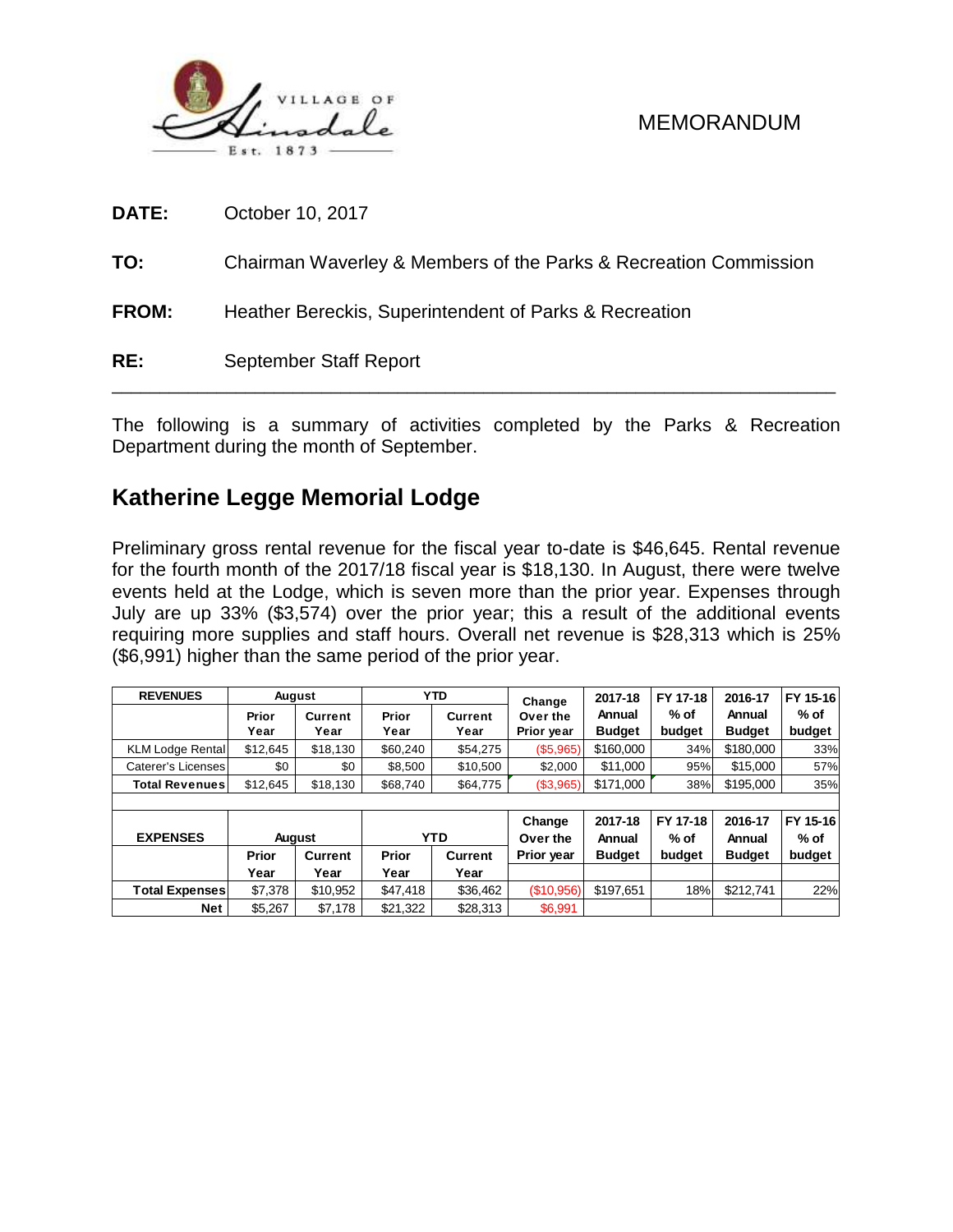VILLAGE OF Hinsdale Est. 1873

MEMORANDUM

**DATE:** October 10, 2017

**TO:** Chairman Waverley & Members of the Parks & Recreation Commission

**FROM:** Heather Bereckis, Superintendent of Parks & Recreation

**RE:** September Staff Report

---

The following is a summary of activities completed by the Parks & Recreation Department during the month of September.

## Katherine Legge Memorial Lodge

Preliminary gross rental revenue for the fiscal year to-date is $46,645. Rental revenue for the fourth month of the 2017/18 fiscal year is $18,130. In August, there were twelve events held at the Lodge, which is seven more than the prior year. Expenses through July are up 33% ($3,574) over the prior year; this a result of the additional events requiring more supplies and staff hours. Overall net revenue is $28,313 which is 25% ($6,991) higher than the same period of the prior year.

| REVENUES | August | | YTD | | Change Over the Prior year | 2017-18 Annual Budget | FY 17-18 % of budget | 2016-17 Annual Budget | FY 15-16 % of budget |
|---|---|---|---|---|---|---|---|---|---|
| | Prior Year | Current Year | Prior Year | Current Year | | | | | |
| KLM Lodge Rental | $12,645 | $18,130 | $60,240 | $54,275 | ($5,965) | $160,000 | 34% | $180,000 | 33% |
| Caterer's Licenses | $0 | $0 | $8,500 | $10,500 | $2,000 | $11,000 | 95% | $15,000 | 57% |
| Total Revenues | $12,645 | $18,130 | $68,740 | $64,775 | ($3,965) | $171,000 | 38% | $195,000 | 35% |

| EXPENSES | August | | YTD | | Change Over the Prior year | 2017-18 Annual Budget | FY 17-18 % of budget | 2016-17 Annual Budget | FY 15-16 % of budget |
|---|---|---|---|---|---|---|---|---|---|
| | Prior Year | Current Year | Prior Year | Current Year | | | | | |
| Total Expenses | $7,378 | $10,952 | $47,418 | $36,462 | ($10,956) | $197,651 | 18% | $212,741 | 22% |
| Net | $5,267 | $7,178 | $21,322 | $28,313 | $6,991 | | | | |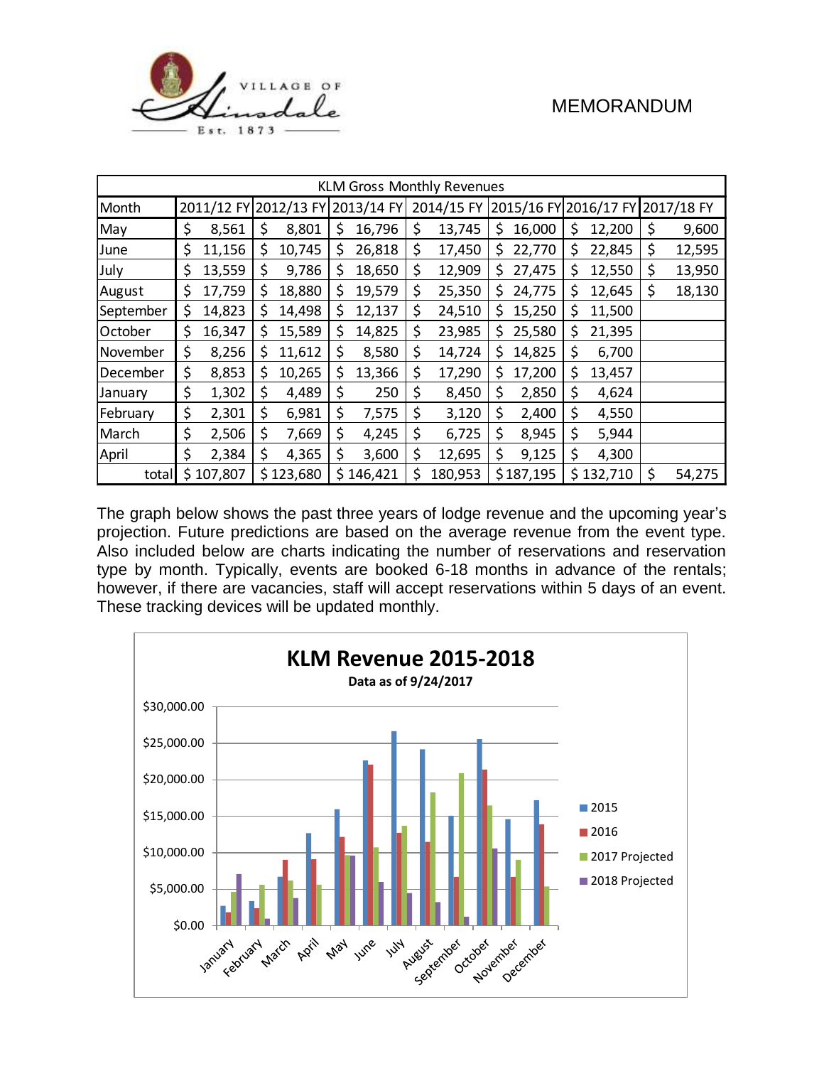| KLM Gross Monthly Revenues | | | | | | | |
|---|---|---|---|---|---|---|---|
| Month | 2011/12 FY | 2012/13 FY | 2013/14 FY | 2014/15 FY | 2015/16 FY | 2016/17 FY | 2017/18 FY |
| May | $ 8,561 | $ 8,801 | $ 16,796 | $ 13,745 | $ 16,000 | $ 12,200 | $ 9,600 |
| June | $ 11,156 | $ 10,745 | $ 26,818 | $ 17,450 | $ 22,770 | $ 22,845 | $ 12,595 |
| July | $ 13,559 | $ 9,786 | $ 18,650 | $ 12,909 | $ 27,475 | $ 12,550 | $ 13,950 |
| August | $ 17,759 | $ 18,880 | $ 19,579 | $ 25,350 | $ 24,775 | $ 12,645 | $ 18,130 |
| September | $ 14,823 | $ 14,498 | $ 12,137 | $ 24,510 | $ 15,250 | $ 11,500 | |
| October | $ 16,347 | $ 15,589 | $ 14,825 | $ 23,985 | $ 25,580 | $ 21,395 | |
| November | $ 8,256 | $ 11,612 | $ 8,580 | $ 14,724 | $ 14,825 | $ 6,700 | |
| December | $ 8,853 | $ 10,265 | $ 13,366 | $ 17,290 | $ 17,200 | $ 13,457 | |
| January | $ 1,302 | $ 4,489 | $ 250 | $ 8,450 | $ 2,850 | $ 4,624 | |
| February | $ 2,301 | $ 6,981 | $ 7,575 | $ 3,120 | $ 2,400 | $ 4,550 | |
| March | $ 2,506 | $ 7,669 | $ 4,245 | $ 6,725 | $ 8,945 | $ 5,944 | |
| April | $ 2,384 | $ 4,365 | $ 3,600 | $ 12,695 | $ 9,125 | $ 4,300 | |
| total | $ 107,807 | $ 123,680 | $ 146,421 | $ 180,953 | $ 187,195 | $ 132,710 | $ 54,275 |

The graph below shows the past three years of lodge revenue and the upcoming year's projection. Future predictions are based on the average revenue from the event type. Also included below are charts indicating the number of reservations and reservation type by month. Typically, events are booked 6-18 months in advance of the rentals; however, if there are vacancies, staff will accept reservations within 5 days of an event. These tracking devices will be updated monthly.

**KLM Revenue 2015-2018**

**Data as of 9/24/2017**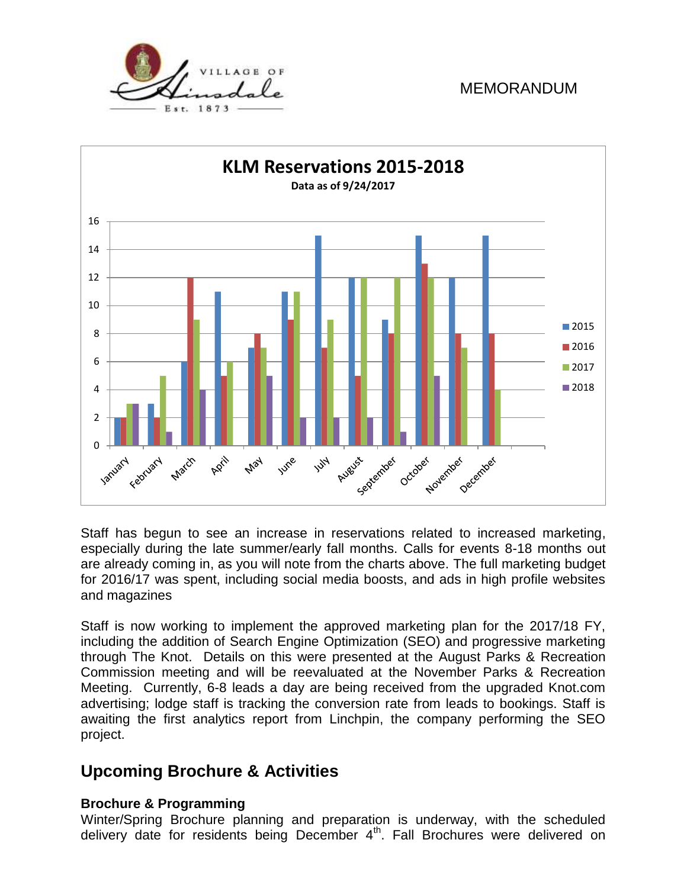MEMORANDUM

**KLM Reservations 2015-2018**

Data as of 9/24/2017

| Month | 2015 | 2016 | 2017 | 2018 |
|---|---|---|---|---|
| January | 2 | 2 | 3 | 3 |
| February | 3 | 2 | 5 | 1 |
| March | 6 | 12 | 9 | 4 |
| April | 11 | 5 | 6 | |
| May | 7 | 8 | 7 | 5 |
| June | 11 | 9 | 11 | 2 |
| July | 15 | 7 | 9 | 2 |
| August | 12 | 5 | 12 | 2 |
| September | 9 | 8 | 12 | 1 |
| October | 15 | 13 | 12 | 5 |
| November | 12 | 8 | 7 | |
| December | 15 | 8 | 4 | |

Staff has begun to see an increase in reservations related to increased marketing, especially during the late summer/early fall months. Calls for events 8-18 months out are already coming in, as you will note from the charts above. The full marketing budget for 2016/17 was spent, including social media boosts, and ads in high profile websites and magazines

Staff is now working to implement the approved marketing plan for the 2017/18 FY, including the addition of Search Engine Optimization (SEO) and progressive marketing through The Knot. Details on this were presented at the August Parks & Recreation Commission meeting and will be reevaluated at the November Parks & Recreation Meeting. Currently, 6-8 leads a day are being received from the upgraded Knot.com advertising; lodge staff is tracking the conversion rate from leads to bookings. Staff is awaiting the first analytics report from Linchpin, the company performing the SEO project.

## Upcoming Brochure & Activities

**Brochure & Programming**

Winter/Spring Brochure planning and preparation is underway, with the scheduled delivery date for residents being December 4th. Fall Brochures were delivered on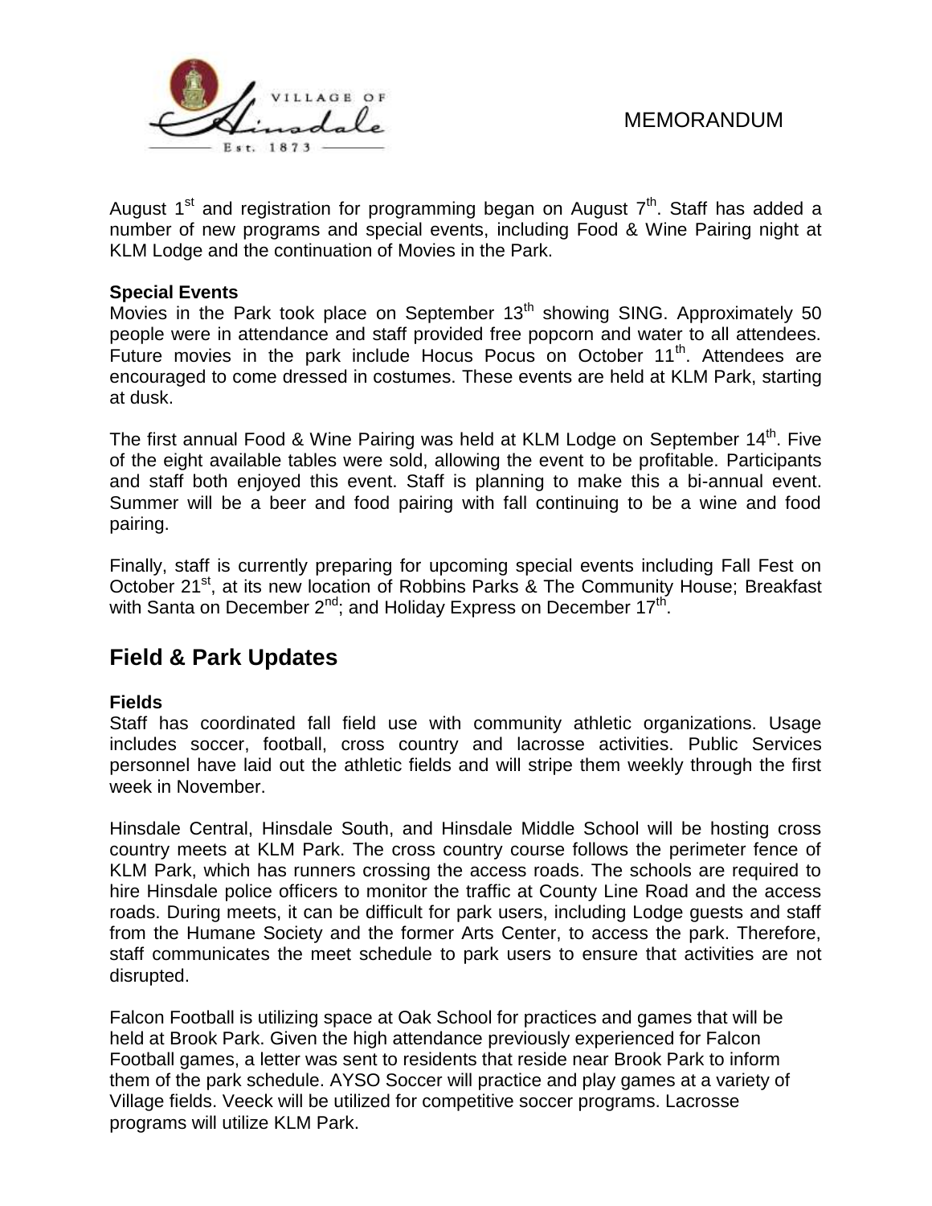August 1st and registration for programming began on August 7th. Staff has added a number of new programs and special events, including Food & Wine Pairing night at KLM Lodge and the continuation of Movies in the Park.

**Special Events**

Movies in the Park took place on September 13th showing SING. Approximately 50 people were in attendance and staff provided free popcorn and water to all attendees. Future movies in the park include Hocus Pocus on October 11th. Attendees are encouraged to come dressed in costumes. These events are held at KLM Park, starting at dusk.

The first annual Food & Wine Pairing was held at KLM Lodge on September 14th. Five of the eight available tables were sold, allowing the event to be profitable. Participants and staff both enjoyed this event. Staff is planning to make this a bi-annual event. Summer will be a beer and food pairing with fall continuing to be a wine and food pairing.

Finally, staff is currently preparing for upcoming special events including Fall Fest on October 21st, at its new location of Robbins Parks & The Community House; Breakfast with Santa on December 2nd; and Holiday Express on December 17th.

## Field & Park Updates

**Fields**

Staff has coordinated fall field use with community athletic organizations. Usage includes soccer, football, cross country and lacrosse activities. Public Services personnel have laid out the athletic fields and will stripe them weekly through the first week in November.

Hinsdale Central, Hinsdale South, and Hinsdale Middle School will be hosting cross country meets at KLM Park. The cross country course follows the perimeter fence of KLM Park, which has runners crossing the access roads. The schools are required to hire Hinsdale police officers to monitor the traffic at County Line Road and the access roads. During meets, it can be difficult for park users, including Lodge guests and staff from the Humane Society and the former Arts Center, to access the park. Therefore, staff communicates the meet schedule to park users to ensure that activities are not disrupted.

Falcon Football is utilizing space at Oak School for practices and games that will be held at Brook Park. Given the high attendance previously experienced for Falcon Football games, a letter was sent to residents that reside near Brook Park to inform them of the park schedule. AYSO Soccer will practice and play games at a variety of Village fields. Veeck will be utilized for competitive soccer programs. Lacrosse programs will utilize KLM Park.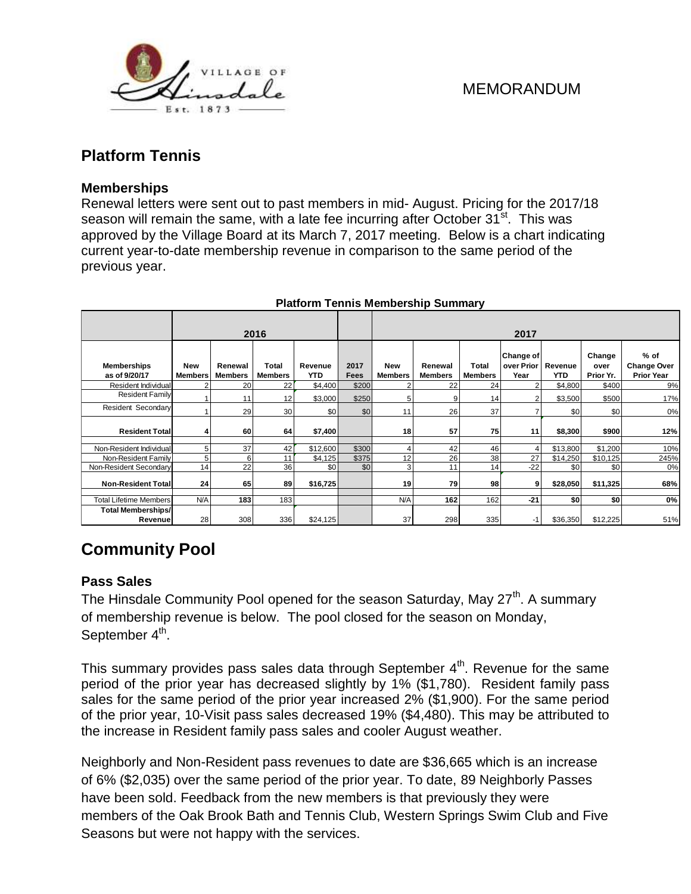MEMORANDUM

## Platform Tennis

### Memberships

Renewal letters were sent out to past members in mid- August. Pricing for the 2017/18 season will remain the same, with a late fee incurring after October 31st. This was approved by the Village Board at its March 7, 2017 meeting. Below is a chart indicating current year-to-date membership revenue in comparison to the same period of the previous year.

**Platform Tennis Membership Summary**

| | 2016 | | | | | 2017 | | | | | | |
|---|---|---|---|---|---|---|---|---|---|---|---|---|
| **Memberships as of 9/20/17** | **New Members** | **Renewal Members** | **Total Members** | **Revenue YTD** | **2017 Fees** | **New Members** | **Renewal Members** | **Total Members** | **Change of over Prior Year** | **Revenue YTD** | **Change over Prior Yr.** | **% of Change Over Prior Year** |
| Resident Individual | 2 | 20 | 22 | $4,400 | $200 | 2 | 22 | 24 | 2 | $4,800 | $400 | 9% |
| Resident Family | 1 | 11 | 12 | $3,000 | $250 | 5 | 9 | 14 | 2 | $3,500 | $500 | 17% |
| Resident Secondary | 1 | 29 | 30 | $0 | $0 | 11 | 26 | 37 | 7 | $0 | $0 | 0% |
| **Resident Total** | **4** | **60** | **64** | **$7,400** | | **18** | **57** | **75** | **11** | **$8,300** | **$900** | **12%** |
| Non-Resident Individual | 5 | 37 | 42 | $12,600 | $300 | 4 | 42 | 46 | 4 | $13,800 | $1,200 | 10% |
| Non-Resident Family | 5 | 6 | 11 | $4,125 | $375 | 12 | 26 | 38 | 27 | $14,250 | $10,125 | 245% |
| Non-Resident Secondary | 14 | 22 | 36 | $0 | $0 | 3 | 11 | 14 | -22 | $0 | $0 | 0% |
| **Non-Resident Total** | **24** | **65** | **89** | **$16,725** | | **19** | **79** | **98** | **9** | **$28,050** | **$11,325** | **68%** |
| Total Lifetime Members | N/A | **183** | 183 | | | N/A | **162** | 162 | **-21** | **$0** | **$0** | **0%** |
| **Total Memberships/ Revenue** | 28 | 308 | 336 | $24,125 | | 37 | 298 | 335 | -1 | $36,350 | $12,225 | 51% |

## Community Pool

### Pass Sales

The Hinsdale Community Pool opened for the season Saturday, May 27th. A summary of membership revenue is below. The pool closed for the season on Monday, September 4th.

This summary provides pass sales data through September 4th. Revenue for the same period of the prior year has decreased slightly by 1% ($1,780). Resident family pass sales for the same period of the prior year increased 2% ($1,900). For the same period of the prior year, 10-Visit pass sales decreased 19% ($4,480). This may be attributed to the increase in Resident family pass sales and cooler August weather.

Neighborly and Non-Resident pass revenues to date are $36,665 which is an increase of 6% ($2,035) over the same period of the prior year. To date, 89 Neighborly Passes have been sold. Feedback from the new members is that previously they were members of the Oak Brook Bath and Tennis Club, Western Springs Swim Club and Five Seasons but were not happy with the services.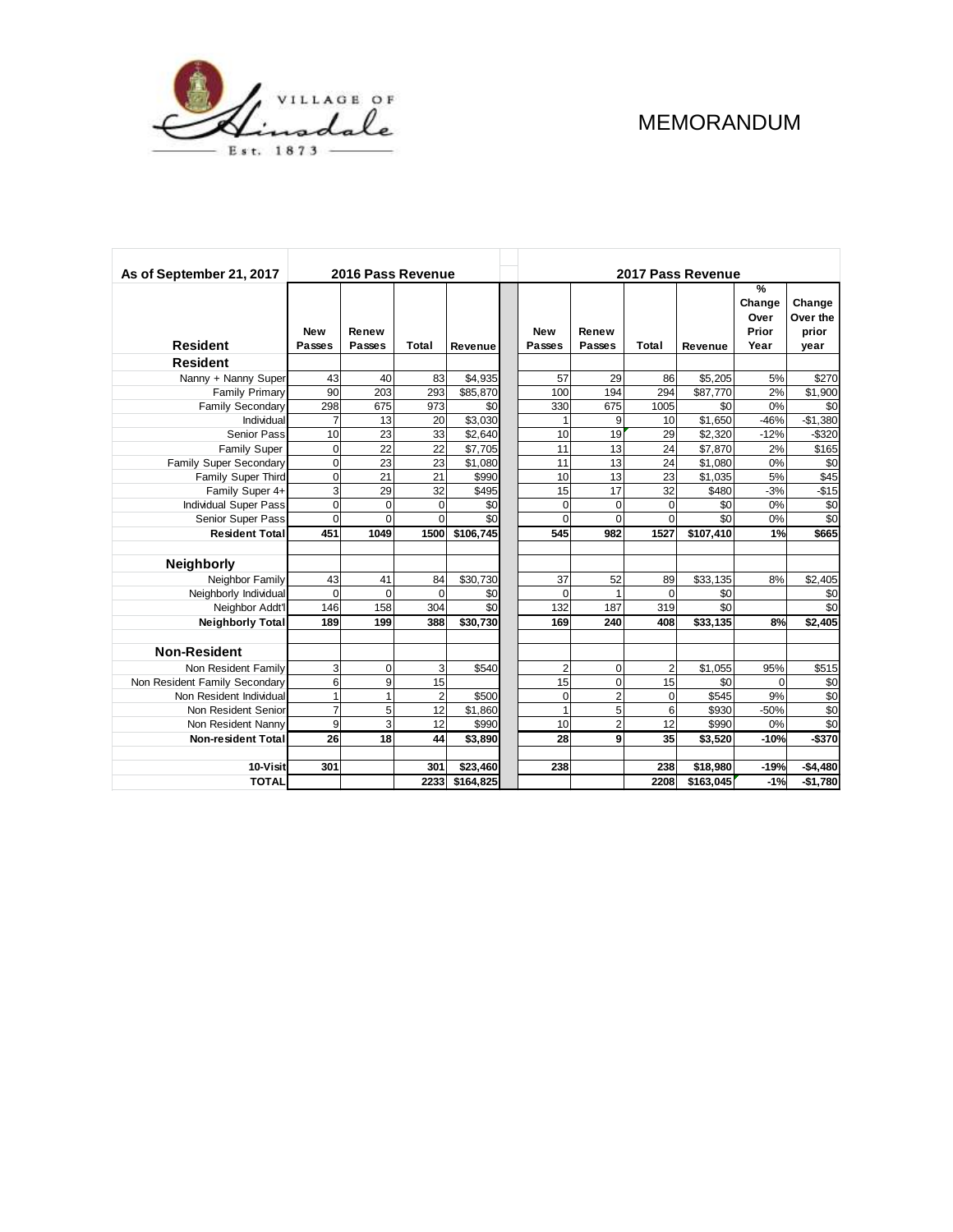VILLAGE OF Hinsdale Est. 1873

# MEMORANDUM

| As of September 21, 2017 | 2016 Pass Revenue | | | | 2017 Pass Revenue | | | | | |
|---|---|---|---|---|---|---|---|---|---|---|
| **Resident** | **New Passes** | **Renew Passes** | **Total** | **Revenue** | **New Passes** | **Renew Passes** | **Total** | **Revenue** | **% Change Over Prior Year** | **Change Over the prior year** |
| **Resident** | | | | | | | | | | |
| Nanny + Nanny Super | 43 | 40 | 83 | $4,935 | 57 | 29 | 86 | $5,205 | 5% | $270 |
| Family Primary | 90 | 203 | 293 | $85,870 | 100 | 194 | 294 | $87,770 | 2% | $1,900 |
| Family Secondary | 298 | 675 | 973 | $0 | 330 | 675 | 1005 | $0 | 0% | $0 |
| Individual | 7 | 13 | 20 | $3,030 | 1 | 9 | 10 | $1,650 | -46% | -$1,380 |
| Senior Pass | 10 | 23 | 33 | $2,640 | 10 | 19 | 29 | $2,320 | -12% | -$320 |
| Family Super | 0 | 22 | 22 | $7,705 | 11 | 13 | 24 | $7,870 | 2% | $165 |
| Family Super Secondary | 0 | 23 | 23 | $1,080 | 11 | 13 | 24 | $1,080 | 0% | $0 |
| Family Super Third | 0 | 21 | 21 | $990 | 10 | 13 | 23 | $1,035 | 5% | $45 |
| Family Super 4+ | 3 | 29 | 32 | $495 | 15 | 17 | 32 | $480 | -3% | -$15 |
| Individual Super Pass | 0 | 0 | 0 | $0 | 0 | 0 | 0 | $0 | 0% | $0 |
| Senior Super Pass | 0 | 0 | 0 | $0 | 0 | 0 | 0 | $0 | 0% | $0 |
| **Resident Total** | **451** | **1049** | **1500** | **$106,745** | **545** | **982** | **1527** | **$107,410** | **1%** | **$665** |
| | | | | | | | | | | |
| **Neighborly** | | | | | | | | | | |
| Neighbor Family | 43 | 41 | 84 | $30,730 | 37 | 52 | 89 | $33,135 | 8% | $2,405 |
| Neighborly Individual | 0 | 0 | 0 | $0 | 0 | 1 | 0 | $0 | | $0 |
| Neighbor Addt'l | 146 | 158 | 304 | $0 | 132 | 187 | 319 | $0 | | $0 |
| **Neighborly Total** | **189** | **199** | **388** | **$30,730** | **169** | **240** | **408** | **$33,135** | **8%** | **$2,405** |
| | | | | | | | | | | |
| **Non-Resident** | | | | | | | | | | |
| Non Resident Family | 3 | 0 | 3 | $540 | 2 | 0 | 2 | $1,055 | 95% | $515 |
| Non Resident Family Secondary | 6 | 9 | 15 | | 15 | 0 | 15 | $0 | 0 | $0 |
| Non Resident Individual | 1 | 1 | 2 | $500 | 0 | 2 | 0 | $545 | 9% | $0 |
| Non Resident Senior | 7 | 5 | 12 | $1,860 | 1 | 5 | 6 | $930 | -50% | $0 |
| Non Resident Nanny | 9 | 3 | 12 | $990 | 10 | 2 | 12 | $990 | 0% | $0 |
| **Non-resident Total** | **26** | **18** | **44** | **$3,890** | **28** | **9** | **35** | **$3,520** | **-10%** | **-$370** |
| | | | | | | | | | | |
| **10-Visit** | **301** | | **301** | **$23,460** | **238** | | **238** | **$18,980** | **-19%** | **-$4,480** |
| **TOTAL** | | | **2233** | **$164,825** | | | **2208** | **$163,045** | **-1%** | **-$1,780** |